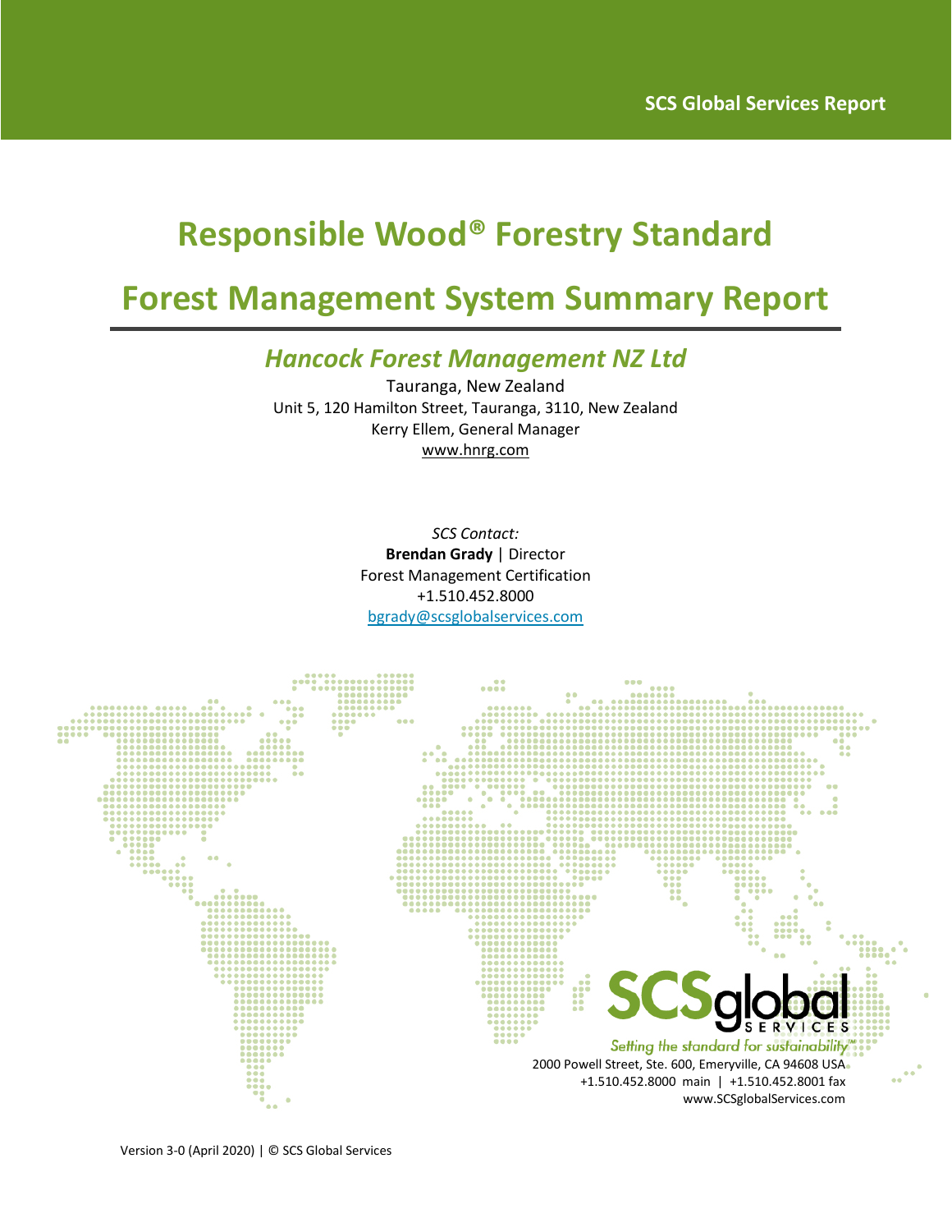SCS Global Services Report

# Responsible Wood® Forestry Standard

# Forest Management System Summary Report

## *Hancock Forest Management NZ Ltd*

Tauranga, New Zealand
Unit 5, 120 Hamilton Street, Tauranga, 3110, New Zealand
Kerry Ellem, General Manager
www.hnrg.com

*SCS Contact:*
**Brendan Grady** | Director
Forest Management Certification
+1.510.452.8000
bgrady@scsglobalservices.com

SCS global SERVICES
*Setting the standard for sustainability™*
2000 Powell Street, Ste. 600, Emeryville, CA 94608 USA
+1.510.452.8000 main | +1.510.452.8001 fax
www.SCSglobalServices.com

Version 3-0 (April 2020) | © SCS Global Services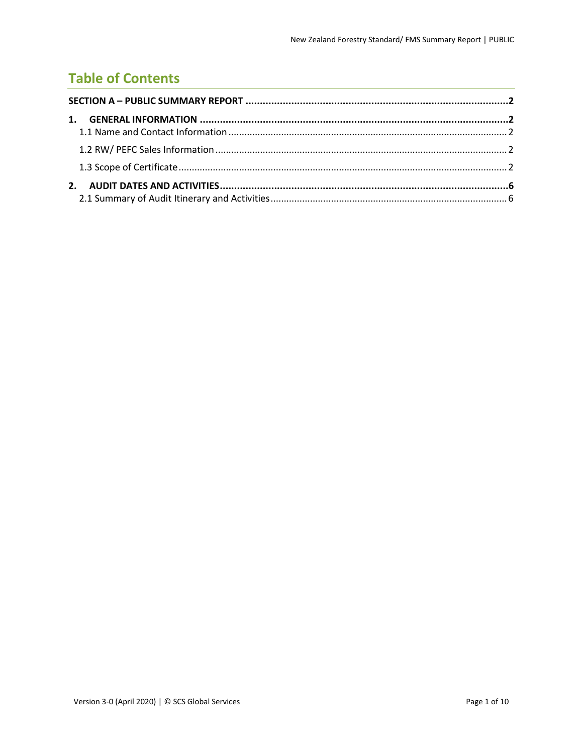# Table of Contents

**SECTION A – PUBLIC SUMMARY REPORT** .......... **2**

**1. GENERAL INFORMATION** .......... **2**

- 1.1 Name and Contact Information .......... 2
- 1.2 RW/ PEFC Sales Information .......... 2
- 1.3 Scope of Certificate .......... 2

**2. AUDIT DATES AND ACTIVITIES** .......... **6**

- 2.1 Summary of Audit Itinerary and Activities .......... 6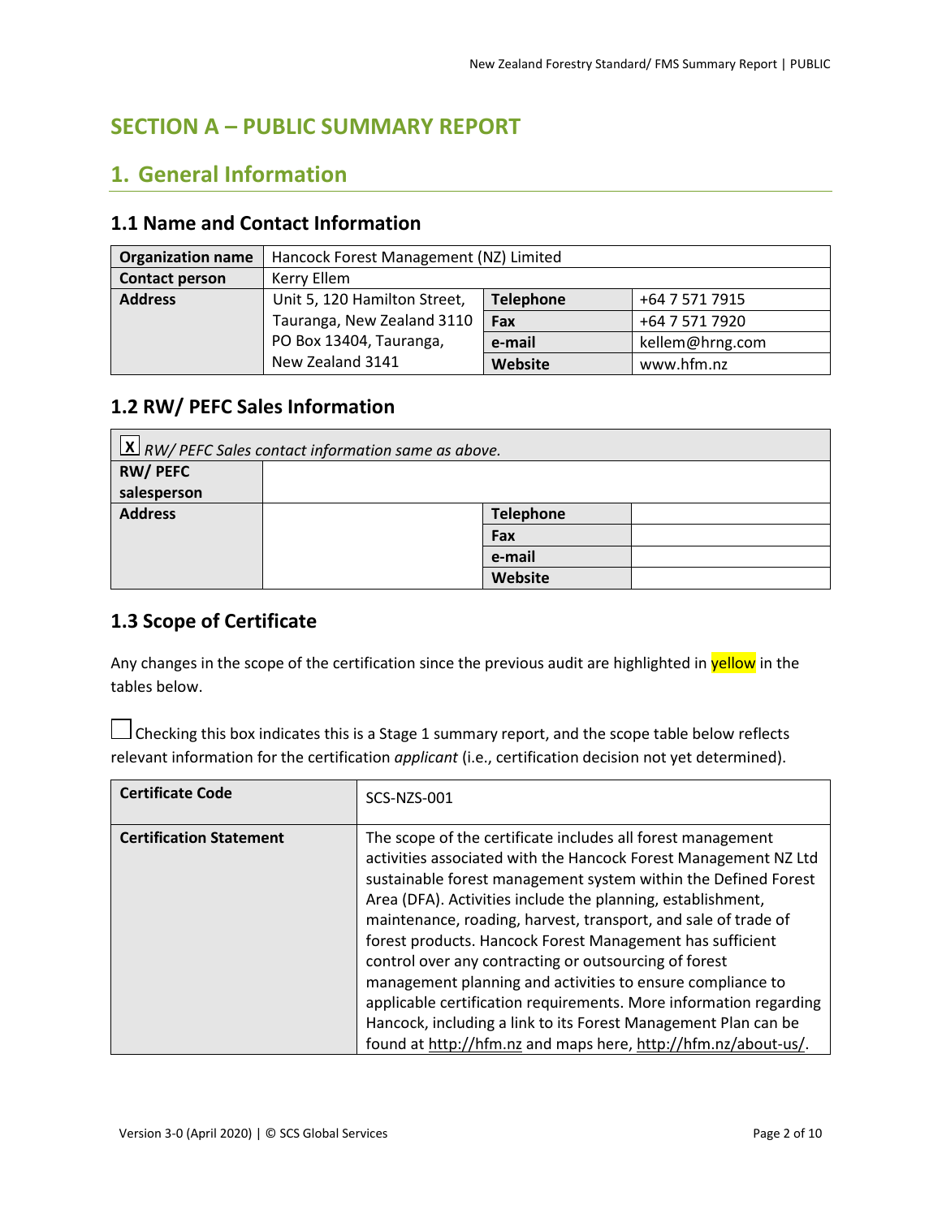# SECTION A – PUBLIC SUMMARY REPORT

## 1. General Information

### 1.1 Name and Contact Information

| **Organization name** | Hancock Forest Management (NZ) Limited | | |
|---|---|---|---|
| **Contact person** | Kerry Ellem | | |
| **Address** | Unit 5, 120 Hamilton Street, Tauranga, New Zealand 3110 PO Box 13404, Tauranga, New Zealand 3141 | **Telephone** | +64 7 571 7915 |
| | | **Fax** | +64 7 571 7920 |
| | | **e-mail** | kellem@hrng.com |
| | | **Website** | www.hfm.nz |

### 1.2 RW/ PEFC Sales Information

| [X] *RW/ PEFC Sales contact information same as above.* | | | |
|---|---|---|---|
| **RW/ PEFC salesperson** | | | |
| **Address** | | **Telephone** | |
| | | **Fax** | |
| | | **e-mail** | |
| | | **Website** | |

### 1.3 Scope of Certificate

Any changes in the scope of the certification since the previous audit are highlighted in yellow in the tables below.

[ ] Checking this box indicates this is a Stage 1 summary report, and the scope table below reflects relevant information for the certification *applicant* (i.e., certification decision not yet determined).

| **Certificate Code** | SCS-NZS-001 |
|---|---|
| **Certification Statement** | The scope of the certificate includes all forest management activities associated with the Hancock Forest Management NZ Ltd sustainable forest management system within the Defined Forest Area (DFA). Activities include the planning, establishment, maintenance, roading, harvest, transport, and sale of trade of forest products. Hancock Forest Management has sufficient control over any contracting or outsourcing of forest management planning and activities to ensure compliance to applicable certification requirements. More information regarding Hancock, including a link to its Forest Management Plan can be found at http://hfm.nz and maps here, http://hfm.nz/about-us/. |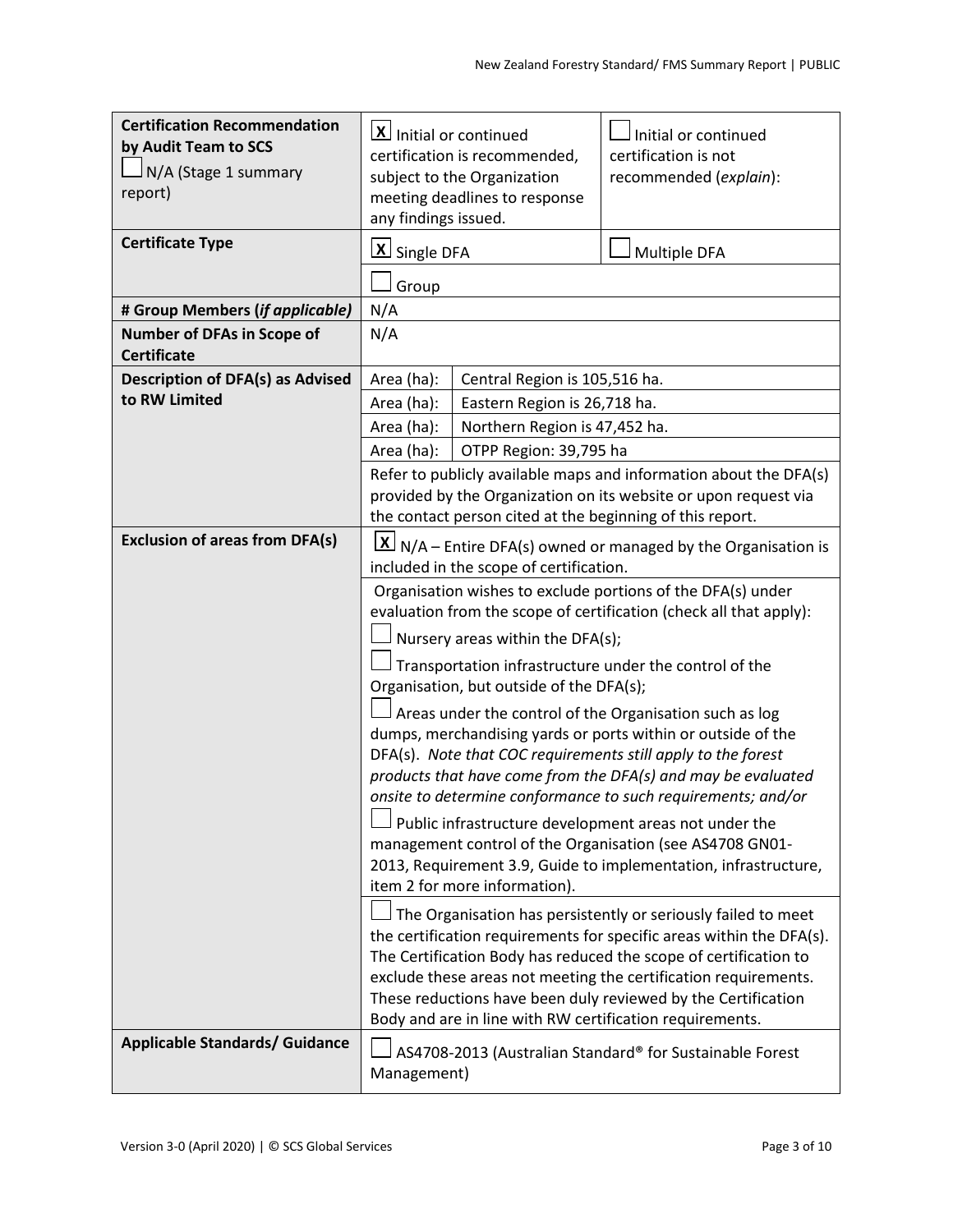| | | |
|---|---|---|
| **Certification Recommendation by Audit Team to SCS**<br>☐ N/A (Stage 1 summary report) | ☒ Initial or continued certification is recommended, subject to the Organization meeting deadlines to response any findings issued. | ☐ Initial or continued certification is not recommended (*explain*): |
| **Certificate Type** | ☒ Single DFA | ☐ Multiple DFA |
| | ☐ Group | |
| **# Group Members (*if applicable*)** | N/A | |
| **Number of DFAs in Scope of Certificate** | N/A | |
| **Description of DFA(s) as Advised to RW Limited** | Area (ha): | Central Region is 105,516 ha. |
| | Area (ha): | Eastern Region is 26,718 ha. |
| | Area (ha): | Northern Region is 47,452 ha. |
| | Area (ha): | OTPP Region: 39,795 ha |
| | Refer to publicly available maps and information about the DFA(s) provided by the Organization on its website or upon request via the contact person cited at the beginning of this report. | |
| **Exclusion of areas from DFA(s)** | ☒ N/A – Entire DFA(s) owned or managed by the Organisation is included in the scope of certification. | |
| | Organisation wishes to exclude portions of the DFA(s) under evaluation from the scope of certification (check all that apply):<br>☐ Nursery areas within the DFA(s);<br>☐ Transportation infrastructure under the control of the Organisation, but outside of the DFA(s);<br>☐ Areas under the control of the Organisation such as log dumps, merchandising yards or ports within or outside of the DFA(s). *Note that COC requirements still apply to the forest products that have come from the DFA(s) and may be evaluated onsite to determine conformance to such requirements; and/or*<br>☐ Public infrastructure development areas not under the management control of the Organisation (see AS4708 GN01-2013, Requirement 3.9, Guide to implementation, infrastructure, item 2 for more information). | |
| | ☐ The Organisation has persistently or seriously failed to meet the certification requirements for specific areas within the DFA(s). The Certification Body has reduced the scope of certification to exclude these areas not meeting the certification requirements. These reductions have been duly reviewed by the Certification Body and are in line with RW certification requirements. | |
| **Applicable Standards/ Guidance** | ☐ AS4708-2013 (Australian Standard® for Sustainable Forest Management) | |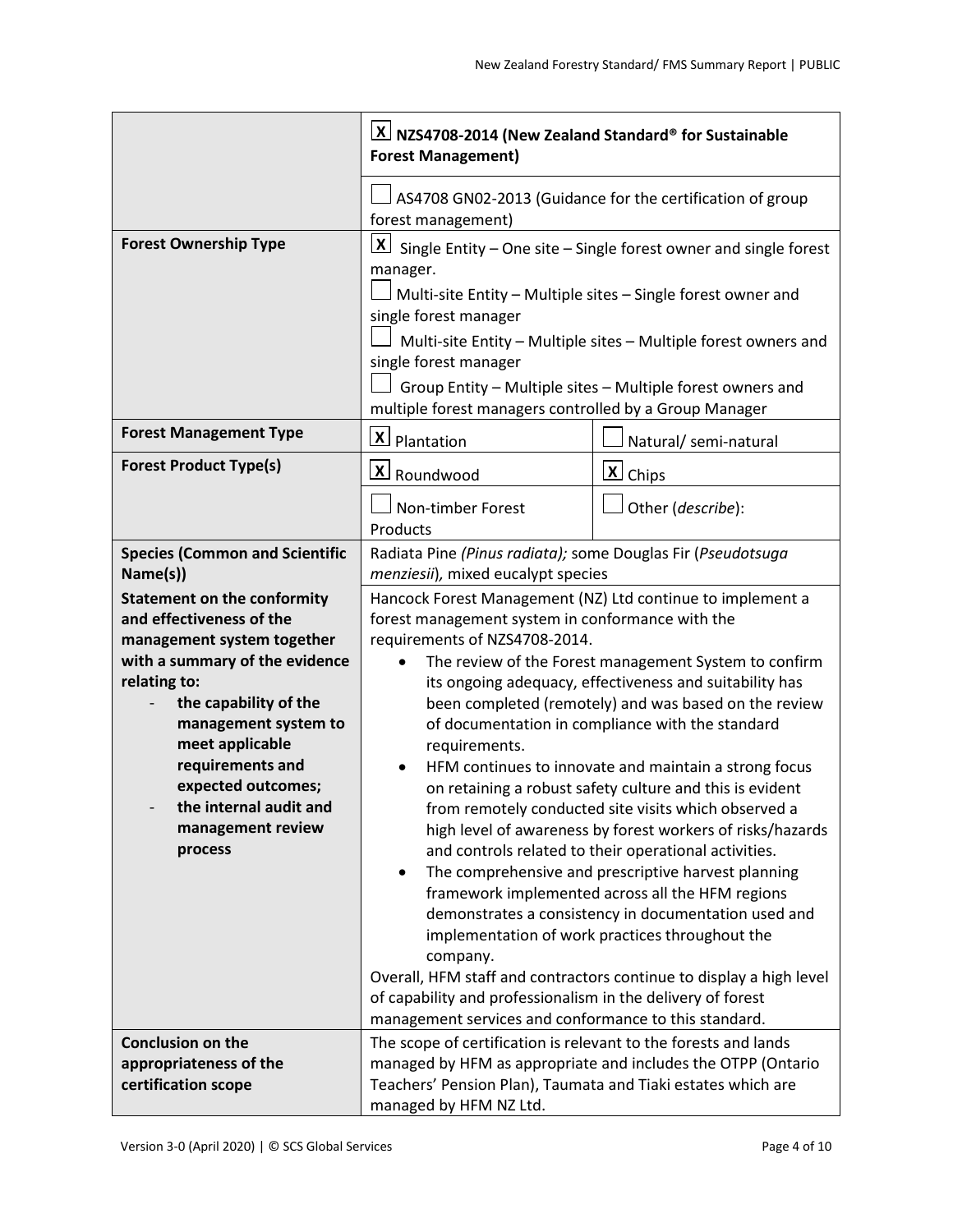| | | |
|---|---|---|
| | [X] **NZS4708-2014 (New Zealand Standard® for Sustainable Forest Management)** | |
| | [ ] AS4708 GN02-2013 (Guidance for the certification of group forest management) | |
| **Forest Ownership Type** | [X] Single Entity – One site – Single forest owner and single forest manager.<br>[ ] Multi-site Entity – Multiple sites – Single forest owner and single forest manager<br>[ ] Multi-site Entity – Multiple sites – Multiple forest owners and single forest manager<br>[ ] Group Entity – Multiple sites – Multiple forest owners and multiple forest managers controlled by a Group Manager | |
| **Forest Management Type** | [X] Plantation | [ ] Natural/ semi-natural |
| **Forest Product Type(s)** | [X] Roundwood | [X] Chips |
| | [ ] Non-timber Forest Products | [ ] Other (*describe*): |
| **Species (Common and Scientific Name(s))** | Radiata Pine *(Pinus radiata);* some Douglas Fir (*Pseudotsuga menziesii*)*,* mixed eucalypt species | |
| **Statement on the conformity and effectiveness of the management system together with a summary of the evidence relating to:**<br>- **the capability of the management system to meet applicable requirements and expected outcomes;**<br>- **the internal audit and management review process** | Hancock Forest Management (NZ) Ltd continue to implement a forest management system in conformance with the requirements of NZS4708-2014.<br>• The review of the Forest management System to confirm its ongoing adequacy, effectiveness and suitability has been completed (remotely) and was based on the review of documentation in compliance with the standard requirements.<br>• HFM continues to innovate and maintain a strong focus on retaining a robust safety culture and this is evident from remotely conducted site visits which observed a high level of awareness by forest workers of risks/hazards and controls related to their operational activities.<br>• The comprehensive and prescriptive harvest planning framework implemented across all the HFM regions demonstrates a consistency in documentation used and implementation of work practices throughout the company.<br>Overall, HFM staff and contractors continue to display a high level of capability and professionalism in the delivery of forest management services and conformance to this standard. | |
| **Conclusion on the appropriateness of the certification scope** | The scope of certification is relevant to the forests and lands managed by HFM as appropriate and includes the OTPP (Ontario Teachers' Pension Plan), Taumata and Tiaki estates which are managed by HFM NZ Ltd. | |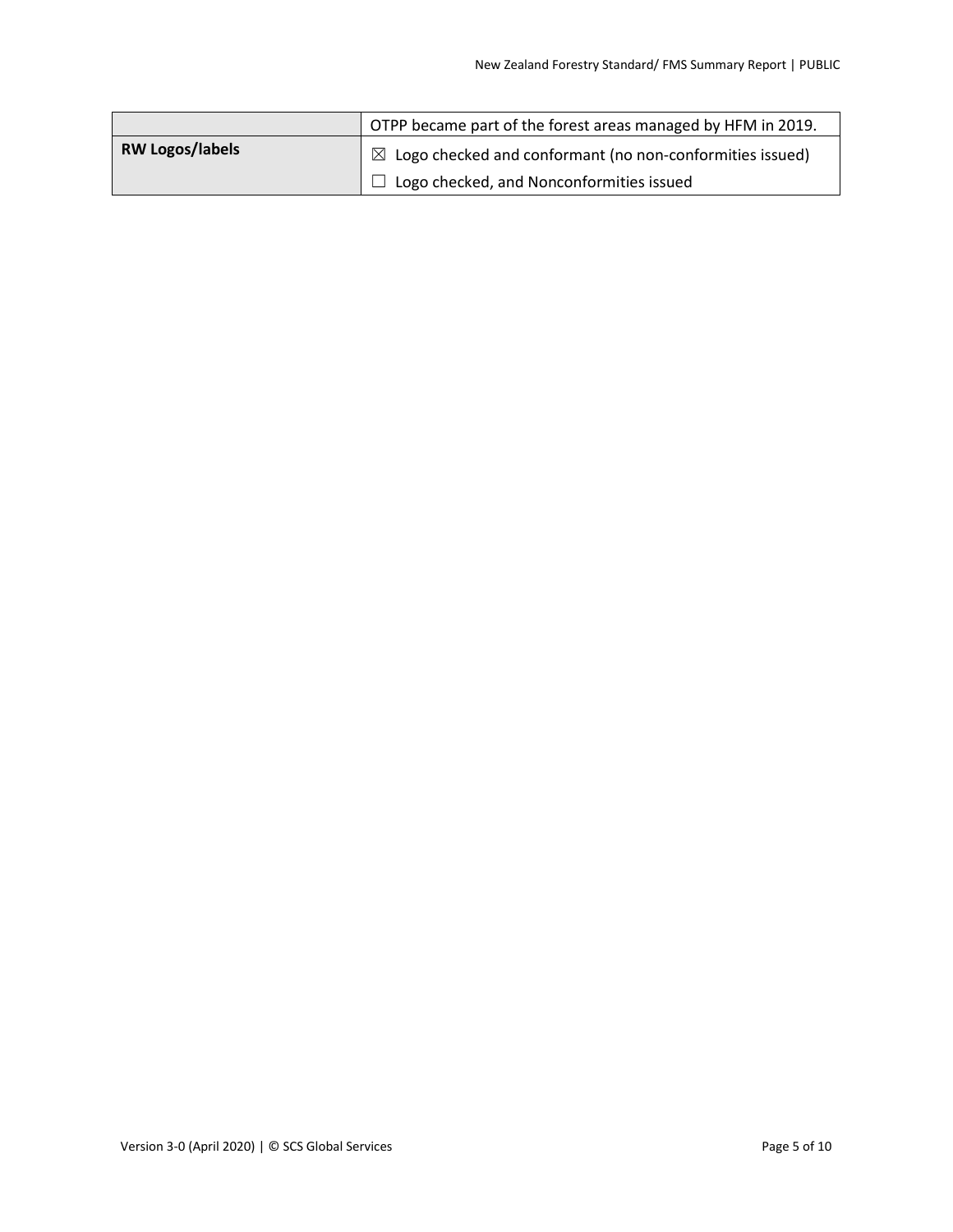|  |  |
|---|---|
|  | OTPP became part of the forest areas managed by HFM in 2019. |
| **RW Logos/labels** | ☒ Logo checked and conformant (no non-conformities issued)<br>☐ Logo checked, and Nonconformities issued |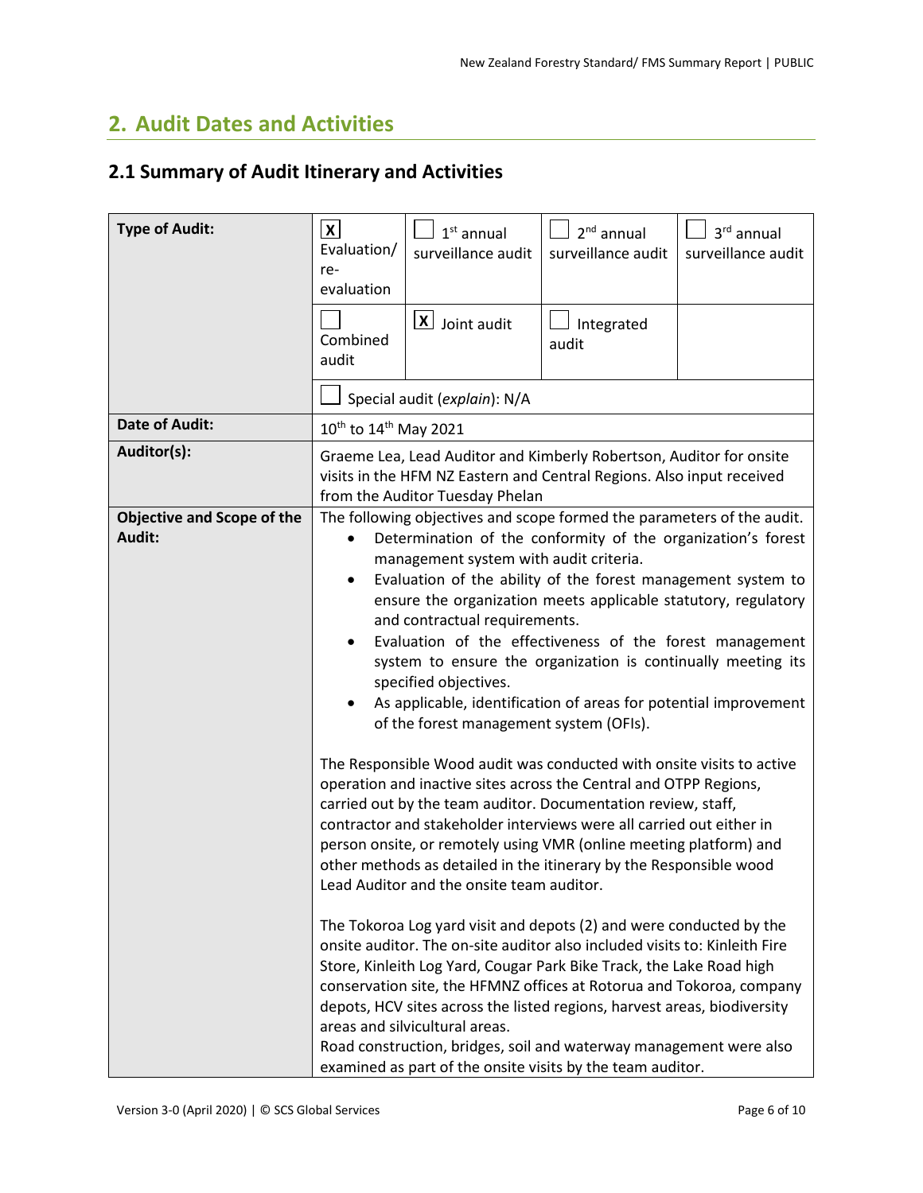## 2. Audit Dates and Activities

### 2.1 Summary of Audit Itinerary and Activities

| | | | | |
|---|---|---|---|---|
| **Type of Audit:** | [X] Evaluation/ re-evaluation | [ ] 1st annual surveillance audit | [ ] 2nd annual surveillance audit | [ ] 3rd annual surveillance audit |
| | [ ] Combined audit | [X] Joint audit | [ ] Integrated audit | |
| | [ ] Special audit (*explain*): N/A | | | |
| **Date of Audit:** | 10th to 14th May 2021 | | | |
| **Auditor(s):** | Graeme Lea, Lead Auditor and Kimberly Robertson, Auditor for onsite visits in the HFM NZ Eastern and Central Regions. Also input received from the Auditor Tuesday Phelan | | | |
| **Objective and Scope of the Audit:** | The following objectives and scope formed the parameters of the audit.<br>• Determination of the conformity of the organization's forest management system with audit criteria.<br>• Evaluation of the ability of the forest management system to ensure the organization meets applicable statutory, regulatory and contractual requirements.<br>• Evaluation of the effectiveness of the forest management system to ensure the organization is continually meeting its specified objectives.<br>• As applicable, identification of areas for potential improvement of the forest management system (OFIs).<br><br>The Responsible Wood audit was conducted with onsite visits to active operation and inactive sites across the Central and OTPP Regions, carried out by the team auditor. Documentation review, staff, contractor and stakeholder interviews were all carried out either in person onsite, or remotely using VMR (online meeting platform) and other methods as detailed in the itinerary by the Responsible wood Lead Auditor and the onsite team auditor.<br><br>The Tokoroa Log yard visit and depots (2) and were conducted by the onsite auditor. The on-site auditor also included visits to: Kinleith Fire Store, Kinleith Log Yard, Cougar Park Bike Track, the Lake Road high conservation site, the HFMNZ offices at Rotorua and Tokoroa, company depots, HCV sites across the listed regions, harvest areas, biodiversity areas and silvicultural areas.<br>Road construction, bridges, soil and waterway management were also examined as part of the onsite visits by the team auditor. | | | |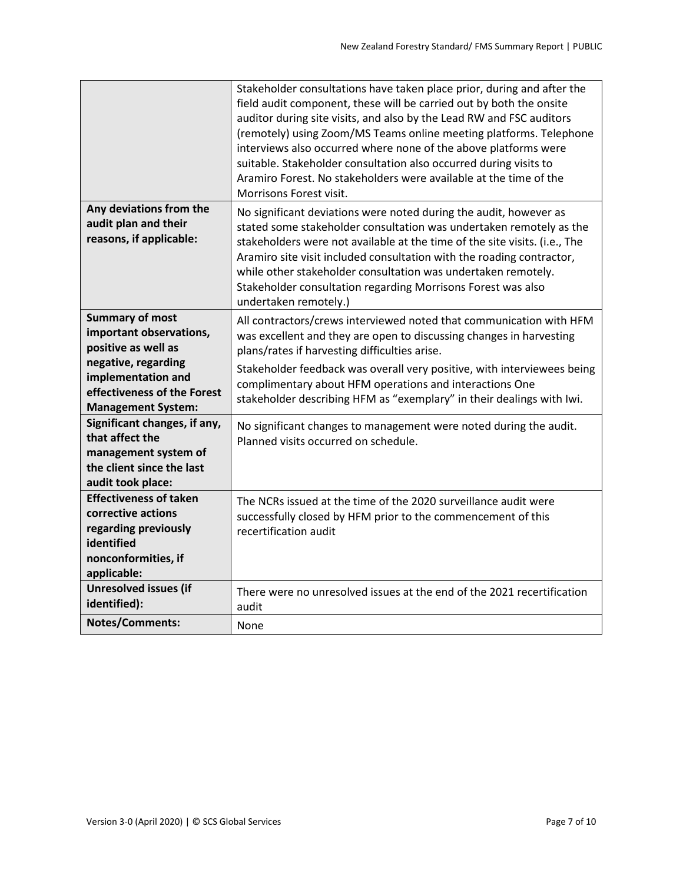| | |
|---|---|
| | Stakeholder consultations have taken place prior, during and after the field audit component, these will be carried out by both the onsite auditor during site visits, and also by the Lead RW and FSC auditors (remotely) using Zoom/MS Teams online meeting platforms. Telephone interviews also occurred where none of the above platforms were suitable. Stakeholder consultation also occurred during visits to Aramiro Forest. No stakeholders were available at the time of the Morrisons Forest visit. |
| **Any deviations from the audit plan and their reasons, if applicable:** | No significant deviations were noted during the audit, however as stated some stakeholder consultation was undertaken remotely as the stakeholders were not available at the time of the site visits. (i.e., The Aramiro site visit included consultation with the roading contractor, while other stakeholder consultation was undertaken remotely. Stakeholder consultation regarding Morrisons Forest was also undertaken remotely.) |
| **Summary of most important observations, positive as well as negative, regarding implementation and effectiveness of the Forest Management System:** | All contractors/crews interviewed noted that communication with HFM was excellent and they are open to discussing changes in harvesting plans/rates if harvesting difficulties arise.<br><br>Stakeholder feedback was overall very positive, with interviewees being complimentary about HFM operations and interactions One stakeholder describing HFM as "exemplary" in their dealings with Iwi. |
| **Significant changes, if any, that affect the management system of the client since the last audit took place:** | No significant changes to management were noted during the audit. Planned visits occurred on schedule. |
| **Effectiveness of taken corrective actions regarding previously identified nonconformities, if applicable:** | The NCRs issued at the time of the 2020 surveillance audit were successfully closed by HFM prior to the commencement of this recertification audit |
| **Unresolved issues (if identified):** | There were no unresolved issues at the end of the 2021 recertification audit |
| **Notes/Comments:** | None |